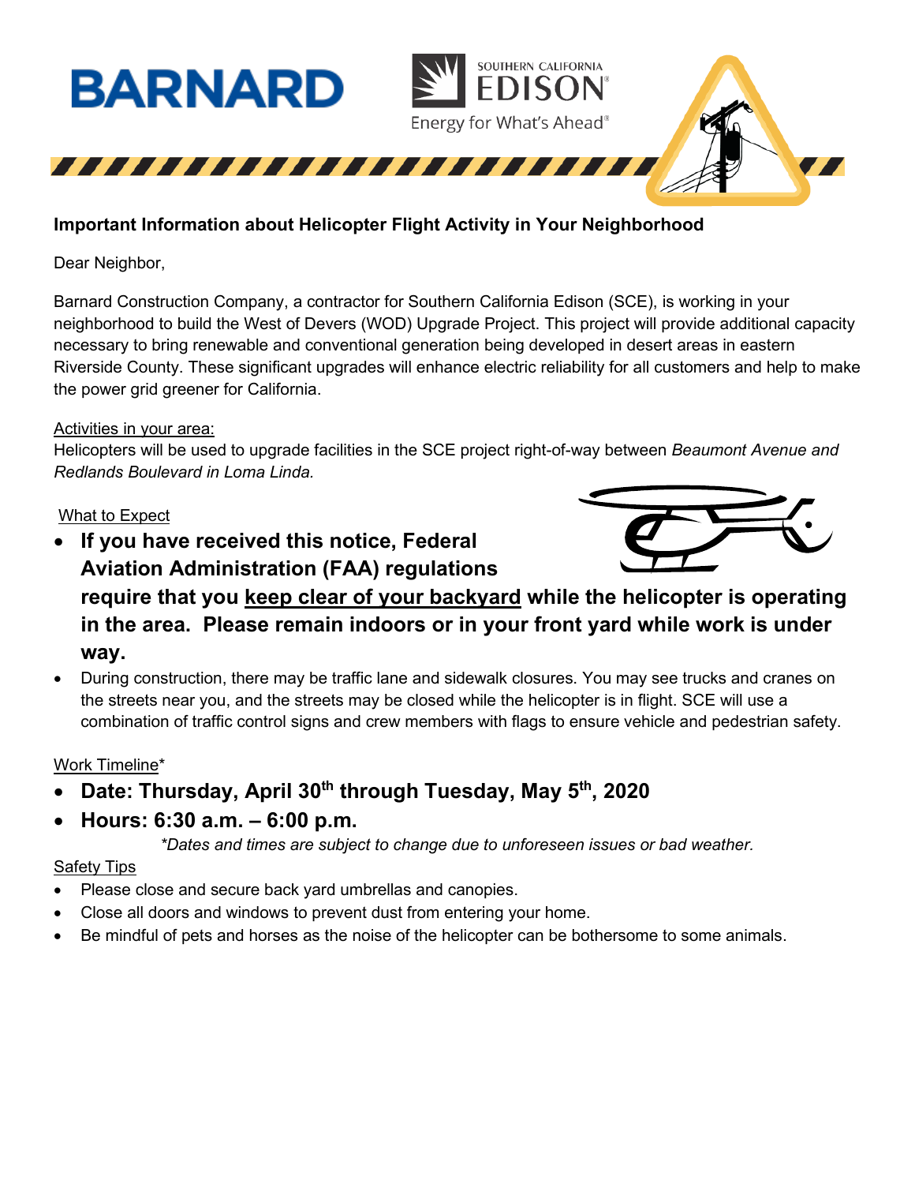BARNARD

SOUTHERN CALIFORNIA EDISON

Energy for What's Ahead®

**Important Information about Helicopter Flight Activity in Your Neighborhood**

Dear Neighbor,

Barnard Construction Company, a contractor for Southern California Edison (SCE), is working in your neighborhood to build the West of Devers (WOD) Upgrade Project. This project will provide additional capacity necessary to bring renewable and conventional generation being developed in desert areas in eastern Riverside County. These significant upgrades will enhance electric reliability for all customers and help to make the power grid greener for California.

Activities in your area:

Helicopters will be used to upgrade facilities in the SCE project right-of-way between *Beaumont Avenue and Redlands Boulevard in Loma Linda.*

What to Expect

- **If you have received this notice, Federal Aviation Administration (FAA) regulations require that you keep clear of your backyard while the helicopter is operating in the area. Please remain indoors or in your front yard while work is under way.**
- During construction, there may be traffic lane and sidewalk closures. You may see trucks and cranes on the streets near you, and the streets may be closed while the helicopter is in flight. SCE will use a combination of traffic control signs and crew members with flags to ensure vehicle and pedestrian safety.

Work Timeline*

- **Date: Thursday, April 30th through Tuesday, May 5th, 2020**
- **Hours: 6:30 a.m. – 6:00 p.m.**

*\*Dates and times are subject to change due to unforeseen issues or bad weather.*

Safety Tips

- Please close and secure back yard umbrellas and canopies.
- Close all doors and windows to prevent dust from entering your home.
- Be mindful of pets and horses as the noise of the helicopter can be bothersome to some animals.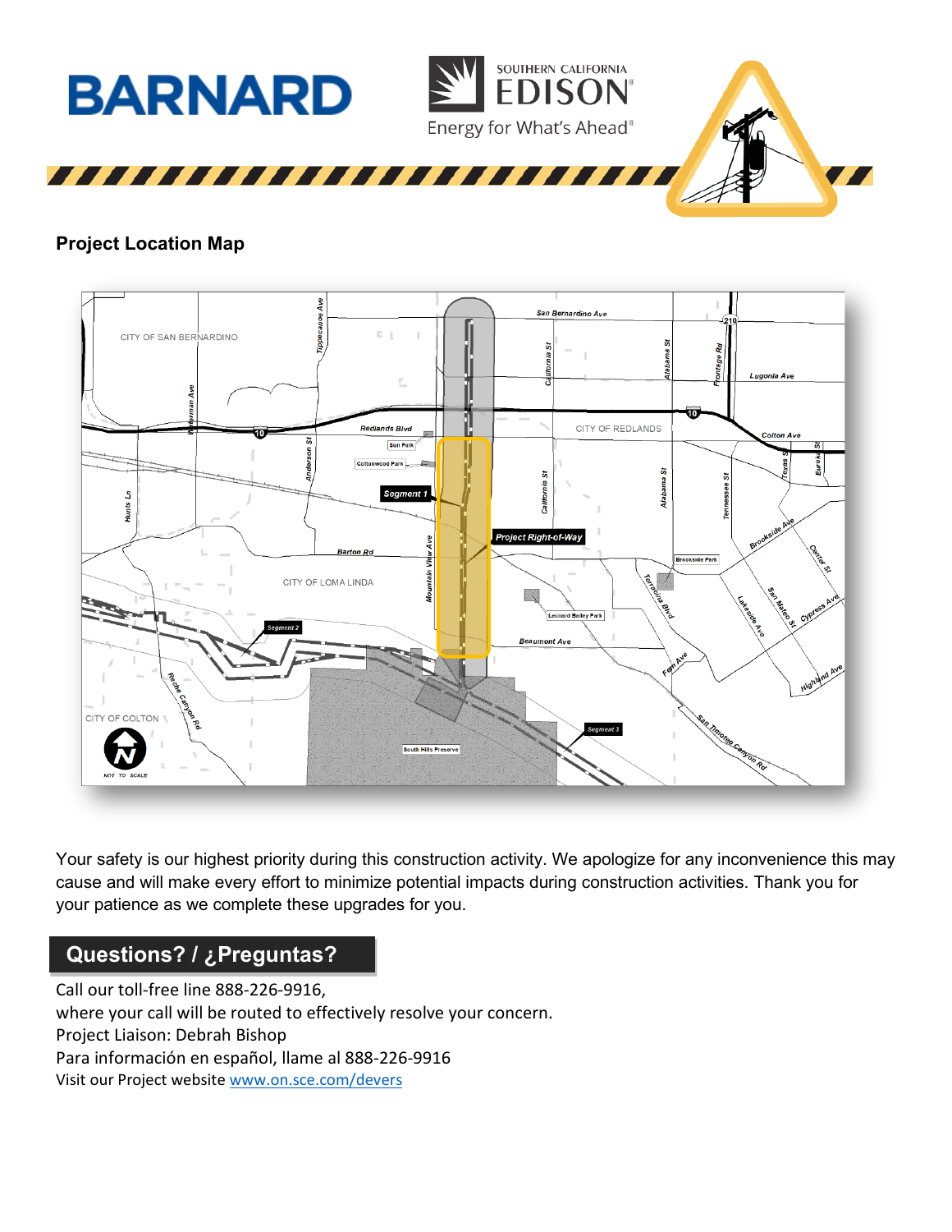**BARNARD**

SOUTHERN CALIFORNIA EDISON

Energy for What's Ahead®

### Project Location Map

CITY OF SAN BERNARDINO
CITY OF REDLANDS
CITY OF LOMA LINDA
CITY OF COLTON
Tippecanoe Ave
San Bernardino Ave
California St
Alabama St
Frontage Rd
210
Lugonia Ave
Waterman Ave
10
Redlands Blvd
Sun Park
Cottonwood Park
Anderson St
Colton Ave
Texas St
Eureka St
Hunts Ln
Segment 1
Project Right-of-Way
Tennessee St
Brookside Ave
Barton Rd
Mountain View Ave
Brookside Park
Center St
Terracina Blvd
San Mateo St
Lakeside Ave
Cypress Ave
Leonard Bailey Park
Segment 2
Beaumont Ave
Fern Ave
Highland Ave
Reche Canyon Rd
Segment 3
South Hills Preserve
San Timoteo Canyon Rd
NOT TO SCALE

Your safety is our highest priority during this construction activity. We apologize for any inconvenience this may cause and will make every effort to minimize potential impacts during construction activities. Thank you for your patience as we complete these upgrades for you.

## Questions? / ¿Preguntas?

Call our toll-free line 888-226-9916,
where your call will be routed to effectively resolve your concern.
Project Liaison: Debrah Bishop
Para información en español, llame al 888-226-9916
Visit our Project website www.on.sce.com/devers